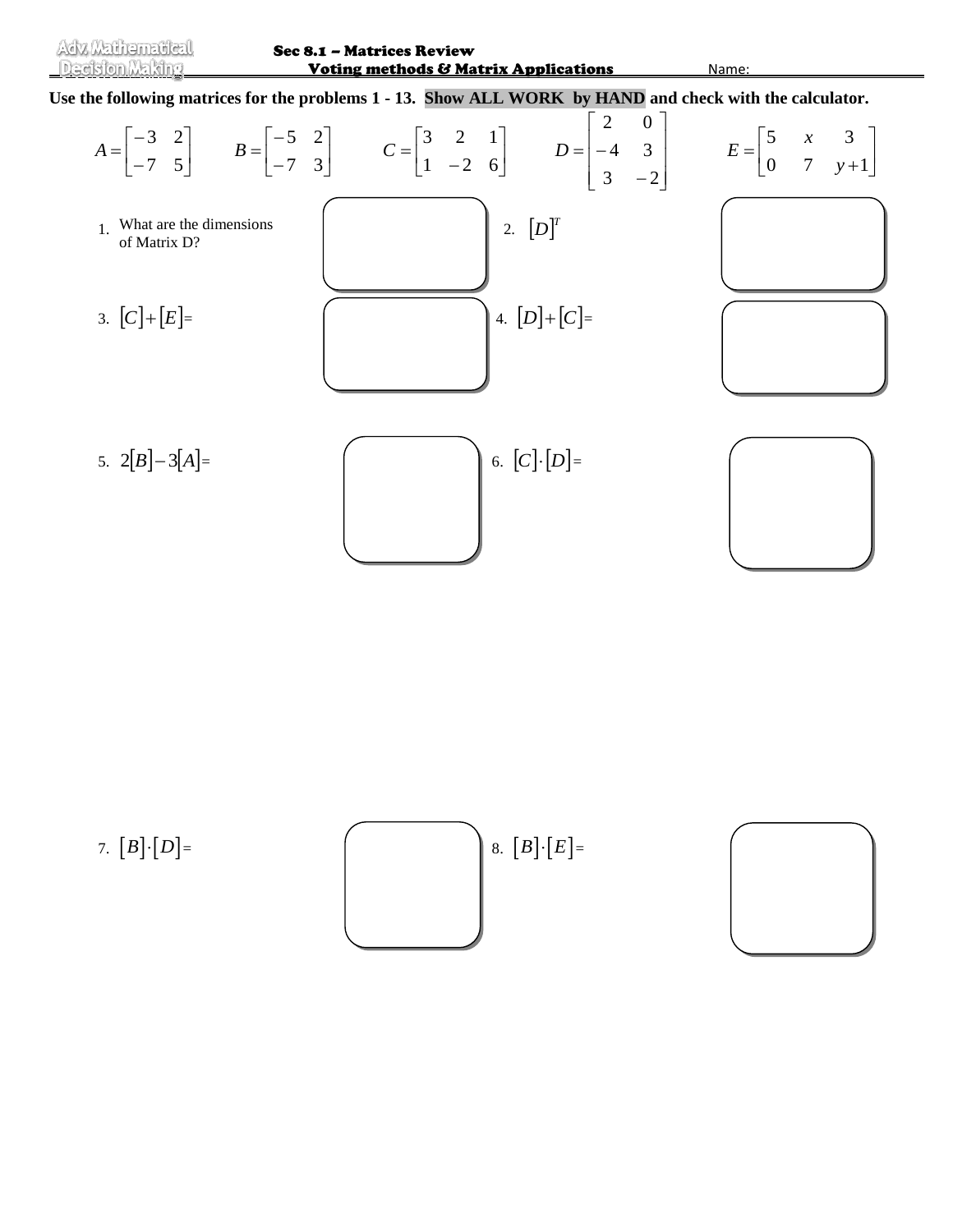# Sec 8.1 – Matrices Review
## Voting methods & Matrix Applications

Adv. Mathematical Decision Making

Name:

**Use the following matrices for the problems 1 - 13. Show ALL WORK by HAND and check with the calculator.**

$$A = \begin{bmatrix} -3 & 2 \\ -7 & 5 \end{bmatrix} \qquad B = \begin{bmatrix} -5 & 2 \\ -7 & 3 \end{bmatrix} \qquad C = \begin{bmatrix} 3 & 2 & 1 \\ 1 & -2 & 6 \end{bmatrix} \qquad D = \begin{bmatrix} 2 & 0 \\ -4 & 3 \\ 3 & -2 \end{bmatrix} \qquad E = \begin{bmatrix} 5 & x & 3 \\ 0 & 7 & y+1 \end{bmatrix}$$

1. What are the dimensions of Matrix D?

2. $[D]^T$

3. $[C]+[E]=$

4. $[D]+[C]=$

5. $2[B]-3[A]=$

6. $[C]\cdot[D]=$

7. $[B]\cdot[D]=$

8. $[B]\cdot[E]=$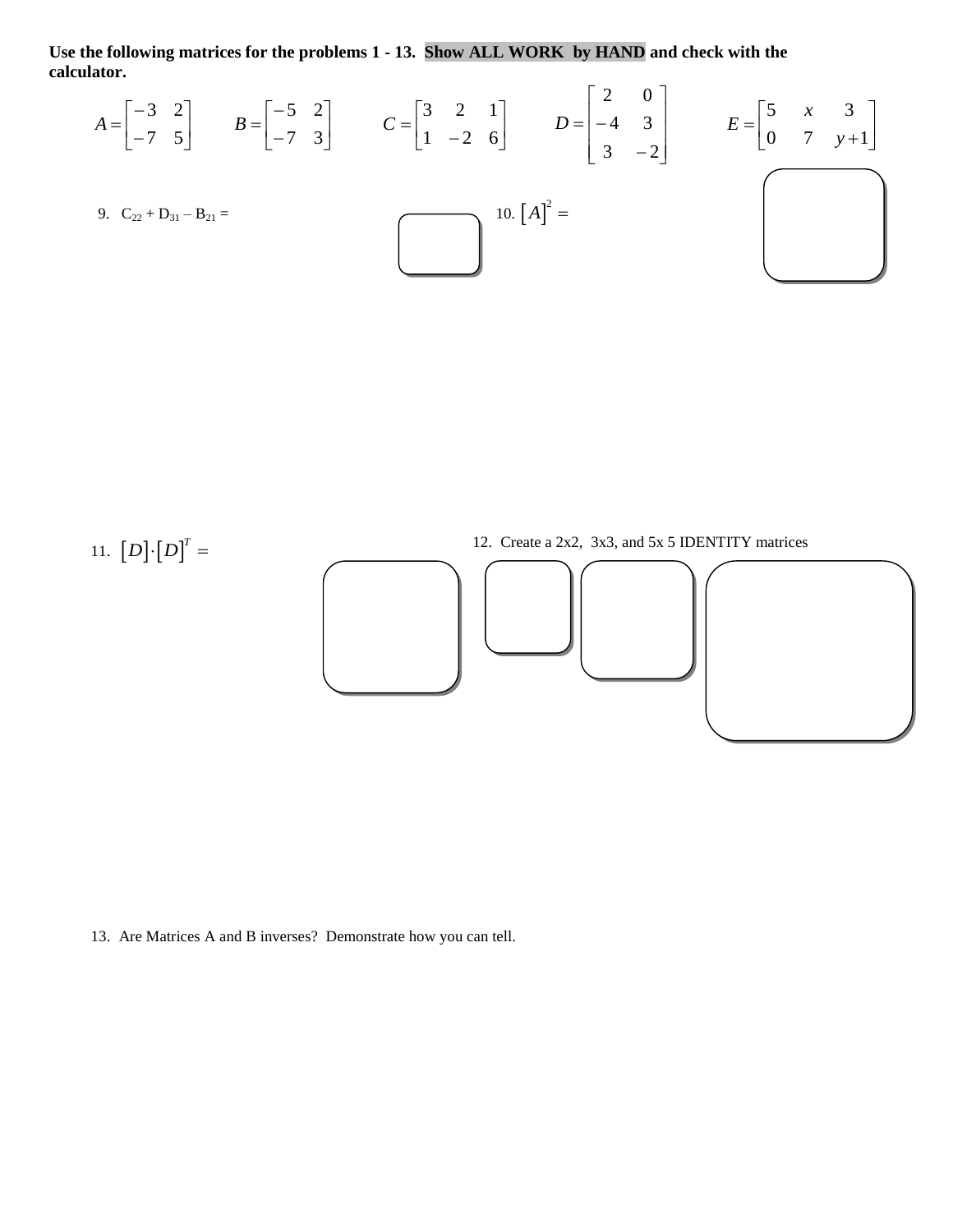**Use the following matrices for the problems 1 - 13. Show ALL WORK by HAND and check with the calculator.**

$$A = \begin{bmatrix} -3 & 2 \\ -7 & 5 \end{bmatrix} \qquad B = \begin{bmatrix} -5 & 2 \\ -7 & 3 \end{bmatrix} \qquad C = \begin{bmatrix} 3 & 2 & 1 \\ 1 & -2 & 6 \end{bmatrix} \qquad D = \begin{bmatrix} 2 & 0 \\ -4 & 3 \\ 3 & -2 \end{bmatrix} \qquad E = \begin{bmatrix} 5 & x & 3 \\ 0 & 7 & y+1 \end{bmatrix}$$

9. $C_{22} + D_{31} - B_{21} =$

10. $[A]^2 =$

11. $[D] \cdot [D]^T =$

12. Create a 2x2, 3x3, and 5x 5 IDENTITY matrices

13. Are Matrices A and B inverses? Demonstrate how you can tell.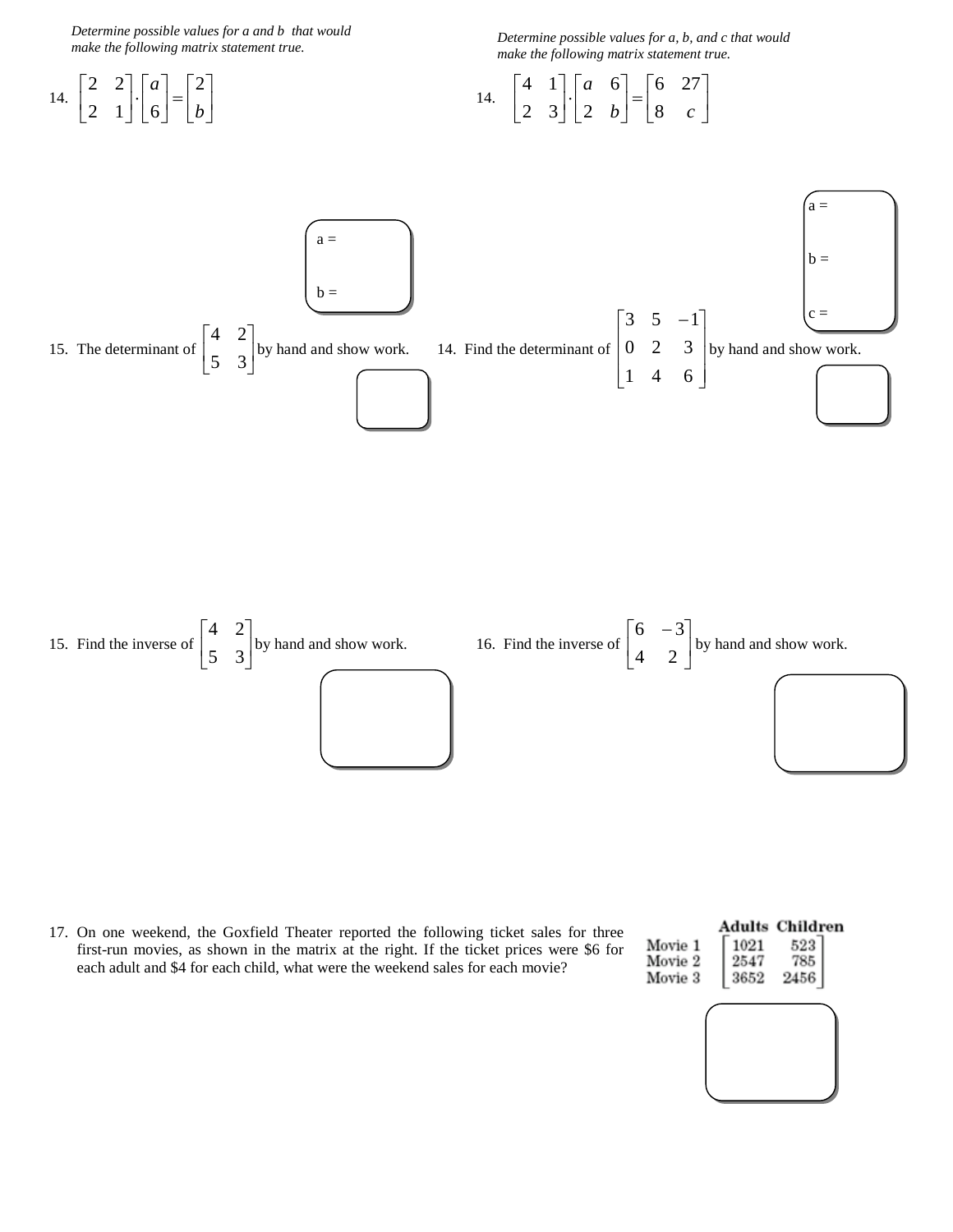*Determine possible values for a and b that would make the following matrix statement true.*

14. $\begin{bmatrix} 2 & 2 \\ 2 & 1 \end{bmatrix} \cdot \begin{bmatrix} a \\ 6 \end{bmatrix} = \begin{bmatrix} 2 \\ b \end{bmatrix}$

a =

b =

*Determine possible values for a, b, and c that would make the following matrix statement true.*

14. $\begin{bmatrix} 4 & 1 \\ 2 & 3 \end{bmatrix} \cdot \begin{bmatrix} a & 6 \\ 2 & b \end{bmatrix} = \begin{bmatrix} 6 & 27 \\ 8 & c \end{bmatrix}$

a =

b =

c =

15. The determinant of $\begin{bmatrix} 4 & 2 \\ 5 & 3 \end{bmatrix}$ by hand and show work.

14. Find the determinant of $\begin{bmatrix} 3 & 5 & -1 \\ 0 & 2 & 3 \\ 1 & 4 & 6 \end{bmatrix}$ by hand and show work.

15. Find the inverse of $\begin{bmatrix} 4 & 2 \\ 5 & 3 \end{bmatrix}$ by hand and show work.

16. Find the inverse of $\begin{bmatrix} 6 & -3 \\ 4 & 2 \end{bmatrix}$ by hand and show work.

17. On one weekend, the Goxfield Theater reported the following ticket sales for three first-run movies, as shown in the matrix at the right. If the ticket prices were $6 for each adult and $4 for each child, what were the weekend sales for each movie?

| | Adults | Children |
|---|---|---|
| Movie 1 | 1021 | 523 |
| Movie 2 | 2547 | 785 |
| Movie 3 | 3652 | 2456 |